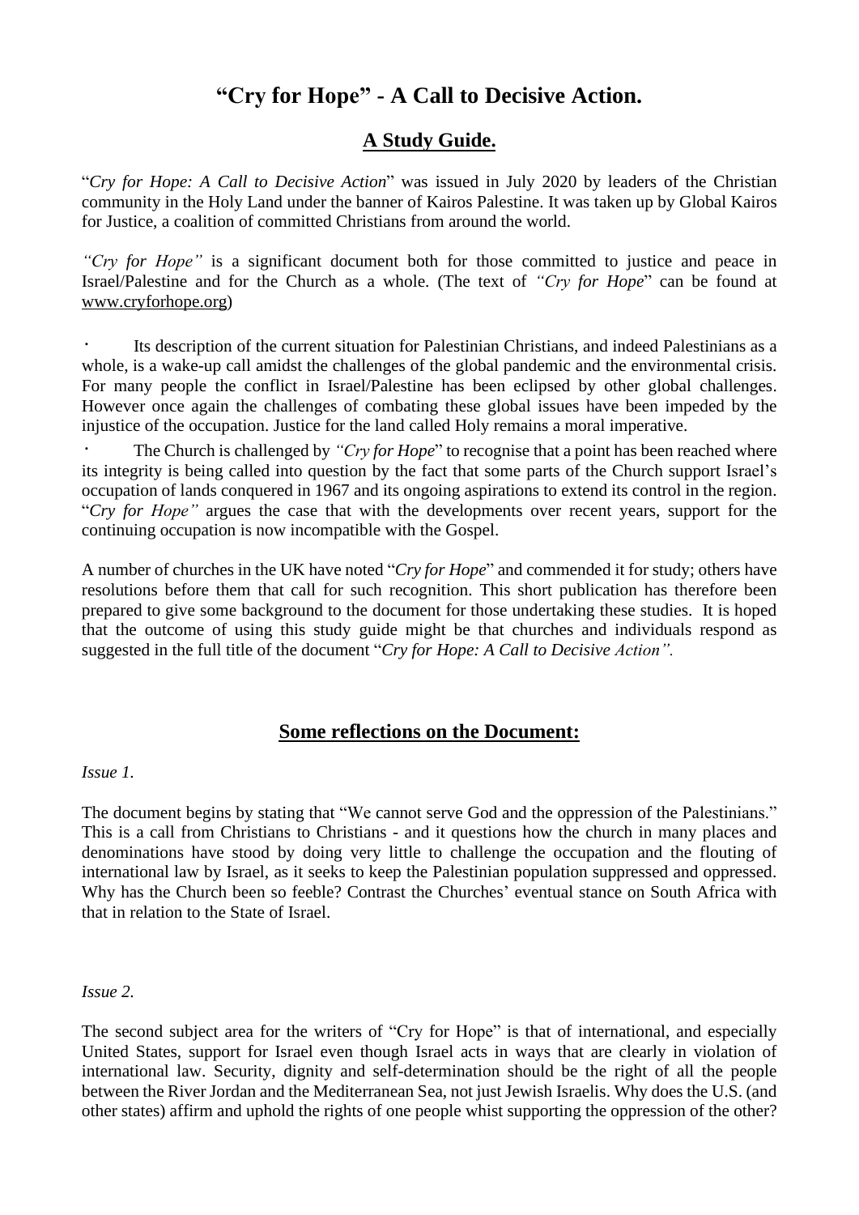# **"Cry for Hope" - A Call to Decisive Action.**

## **A Study Guide.**

"*Cry for Hope: A Call to Decisive Action*" was issued in July 2020 by leaders of the Christian community in the Holy Land under the banner of Kairos Palestine. It was taken up by Global Kairos for Justice, a coalition of committed Christians from around the world.

*"Cry for Hope"* is a significant document both for those committed to justice and peace in Israel/Palestine and for the Church as a whole. (The text of *"Cry for Hope*" can be found at www.cryforhope.org)

- Its description of the current situation for Palestinian Christians, and indeed Palestinians as a whole, is a wake-up call amidst the challenges of the global pandemic and the environmental crisis. For many people the conflict in Israel/Palestine has been eclipsed by other global challenges. However once again the challenges of combating these global issues have been impeded by the injustice of the occupation. Justice for the land called Holy remains a moral imperative.
- The Church is challenged by *"Cry for Hope*" to recognise that a point has been reached where its integrity is being called into question by the fact that some parts of the Church support Israel's occupation of lands conquered in 1967 and its ongoing aspirations to extend its control in the region. "*Cry for Hope"* argues the case that with the developments over recent years, support for the continuing occupation is now incompatible with the Gospel.

A number of churches in the UK have noted "*Cry for Hope*" and commended it for study; others have resolutions before them that call for such recognition. This short publication has therefore been prepared to give some background to the document for those undertaking these studies. It is hoped that the outcome of using this study guide might be that churches and individuals respond as suggested in the full title of the document "*Cry for Hope: A Call to Decisive Action".*

## **Some reflections on the Document:**

*Issue 1.*

The document begins by stating that "We cannot serve God and the oppression of the Palestinians." This is a call from Christians to Christians - and it questions how the church in many places and denominations have stood by doing very little to challenge the occupation and the flouting of international law by Israel, as it seeks to keep the Palestinian population suppressed and oppressed. Why has the Church been so feeble? Contrast the Churches' eventual stance on South Africa with that in relation to the State of Israel.

*Issue 2.*

The second subject area for the writers of "Cry for Hope" is that of international, and especially United States, support for Israel even though Israel acts in ways that are clearly in violation of international law. Security, dignity and self-determination should be the right of all the people between the River Jordan and the Mediterranean Sea, not just Jewish Israelis. Why does the U.S. (and other states) affirm and uphold the rights of one people whist supporting the oppression of the other?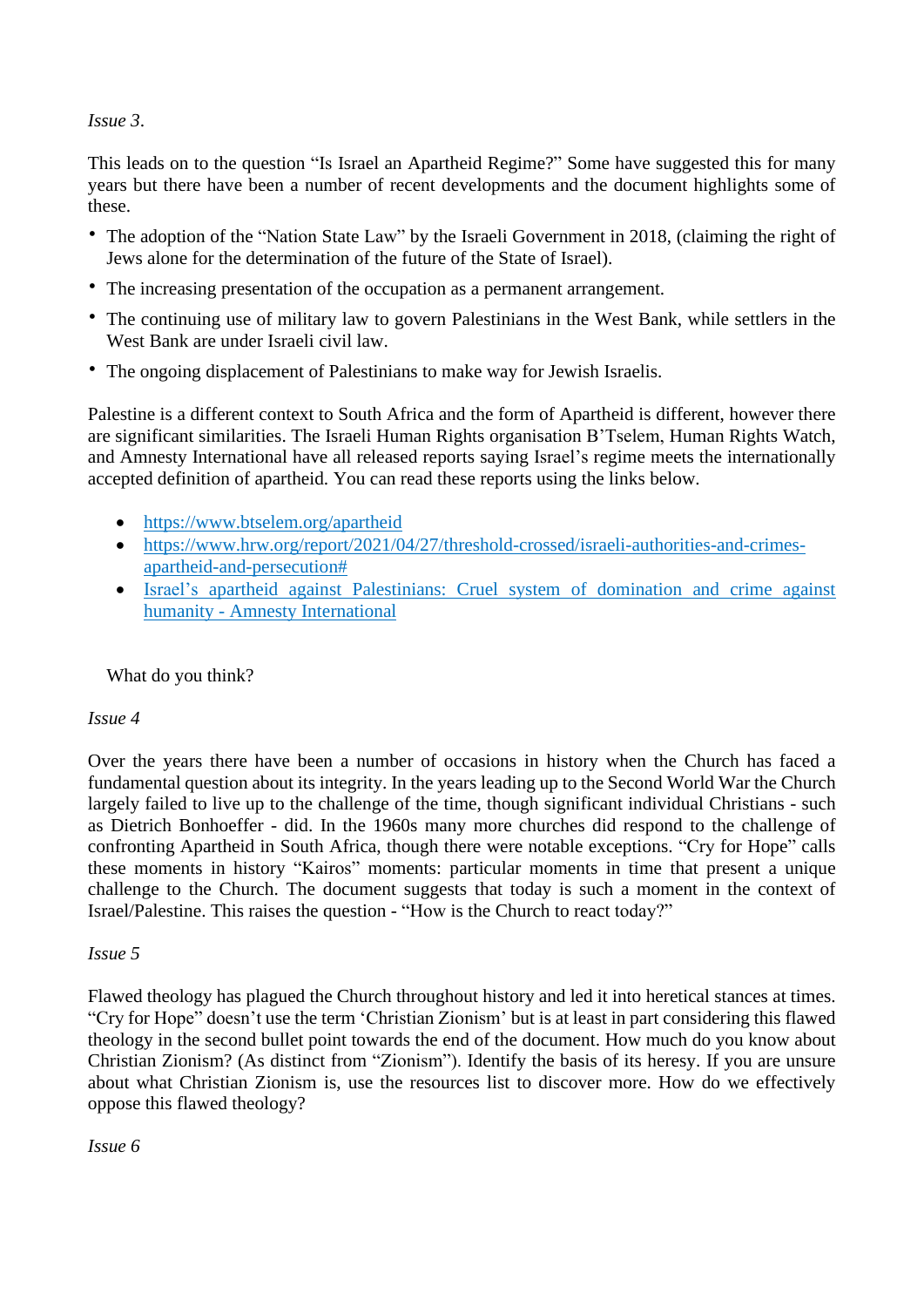*Issue 3*.

This leads on to the question "Is Israel an Apartheid Regime?" Some have suggested this for many years but there have been a number of recent developments and the document highlights some of these.

- The adoption of the "Nation State Law" by the Israeli Government in 2018, (claiming the right of Jews alone for the determination of the future of the State of Israel).
- The increasing presentation of the occupation as a permanent arrangement.
- The continuing use of military law to govern Palestinians in the West Bank, while settlers in the West Bank are under Israeli civil law.
- The ongoing displacement of Palestinians to make way for Jewish Israelis.

Palestine is a different context to South Africa and the form of Apartheid is different, however there are significant similarities. The Israeli Human Rights organisation B'Tselem, Human Rights Watch, and Amnesty International have all released reports saying Israel's regime meets the internationally accepted definition of apartheid. You can read these reports using the links below.

- https://www.btselem.org/apartheid
- https://www.hrw.org/report/2021/04/27/threshold-crossed/israeli-authorities-and-crimes-apartheid-and-persecution#
- Israel's apartheid against Palestinians: Cruel system of domination and crime against humanity - Amnesty International

What do you think?

*Issue 4*

Over the years there have been a number of occasions in history when the Church has faced a fundamental question about its integrity. In the years leading up to the Second World War the Church largely failed to live up to the challenge of the time, though significant individual Christians - such as Dietrich Bonhoeffer - did. In the 1960s many more churches did respond to the challenge of confronting Apartheid in South Africa, though there were notable exceptions. "Cry for Hope" calls these moments in history "Kairos" moments: particular moments in time that present a unique challenge to the Church. The document suggests that today is such a moment in the context of Israel/Palestine. This raises the question - "How is the Church to react today?"

*Issue 5*

Flawed theology has plagued the Church throughout history and led it into heretical stances at times. "Cry for Hope" doesn't use the term 'Christian Zionism' but is at least in part considering this flawed theology in the second bullet point towards the end of the document. How much do you know about Christian Zionism? (As distinct from "Zionism"). Identify the basis of its heresy. If you are unsure about what Christian Zionism is, use the resources list to discover more. How do we effectively oppose this flawed theology?

*Issue 6*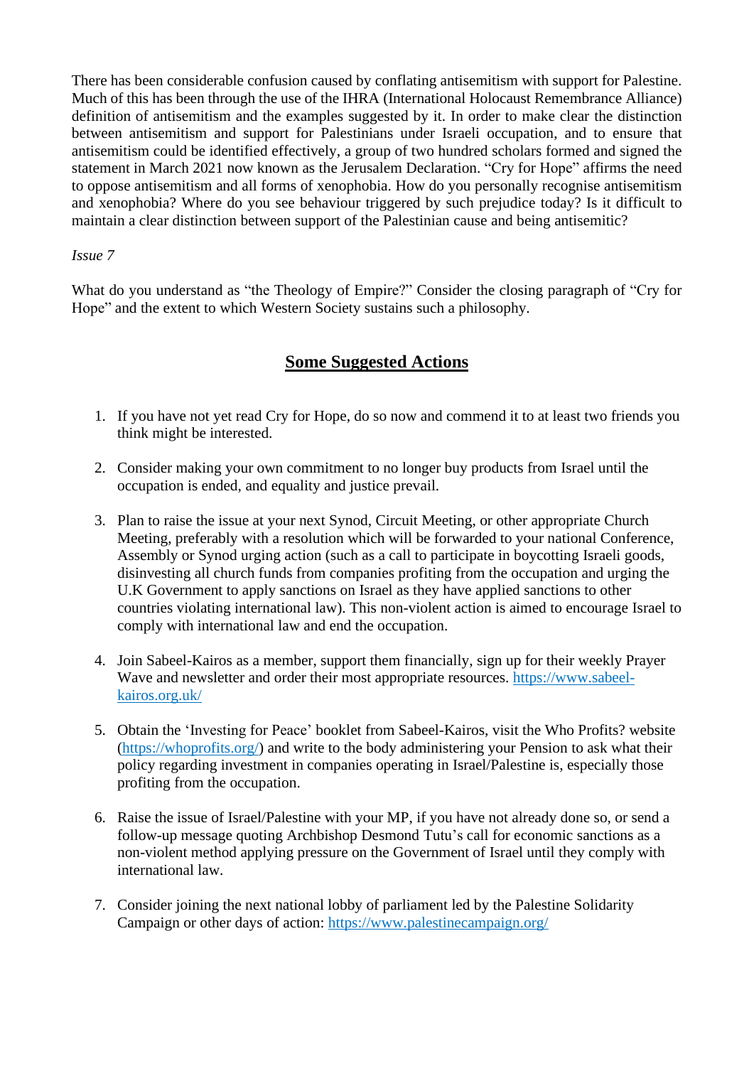There has been considerable confusion caused by conflating antisemitism with support for Palestine. Much of this has been through the use of the IHRA (International Holocaust Remembrance Alliance) definition of antisemitism and the examples suggested by it. In order to make clear the distinction between antisemitism and support for Palestinians under Israeli occupation, and to ensure that antisemitism could be identified effectively, a group of two hundred scholars formed and signed the statement in March 2021 now known as the Jerusalem Declaration. "Cry for Hope" affirms the need to oppose antisemitism and all forms of xenophobia. How do you personally recognise antisemitism and xenophobia? Where do you see behaviour triggered by such prejudice today? Is it difficult to maintain a clear distinction between support of the Palestinian cause and being antisemitic?

*Issue 7*

What do you understand as "the Theology of Empire?" Consider the closing paragraph of "Cry for Hope" and the extent to which Western Society sustains such a philosophy.

## Some Suggested Actions

1. If you have not yet read Cry for Hope, do so now and commend it to at least two friends you think might be interested.

2. Consider making your own commitment to no longer buy products from Israel until the occupation is ended, and equality and justice prevail.

3. Plan to raise the issue at your next Synod, Circuit Meeting, or other appropriate Church Meeting, preferably with a resolution which will be forwarded to your national Conference, Assembly or Synod urging action (such as a call to participate in boycotting Israeli goods, disinvesting all church funds from companies profiting from the occupation and urging the U.K Government to apply sanctions on Israel as they have applied sanctions to other countries violating international law). This non-violent action is aimed to encourage Israel to comply with international law and end the occupation.

4. Join Sabeel-Kairos as a member, support them financially, sign up for their weekly Prayer Wave and newsletter and order their most appropriate resources. https://www.sabeel-kairos.org.uk/

5. Obtain the 'Investing for Peace' booklet from Sabeel-Kairos, visit the Who Profits? website (https://whoprofits.org/) and write to the body administering your Pension to ask what their policy regarding investment in companies operating in Israel/Palestine is, especially those profiting from the occupation.

6. Raise the issue of Israel/Palestine with your MP, if you have not already done so, or send a follow-up message quoting Archbishop Desmond Tutu's call for economic sanctions as a non-violent method applying pressure on the Government of Israel until they comply with international law.

7. Consider joining the next national lobby of parliament led by the Palestine Solidarity Campaign or other days of action: https://www.palestinecampaign.org/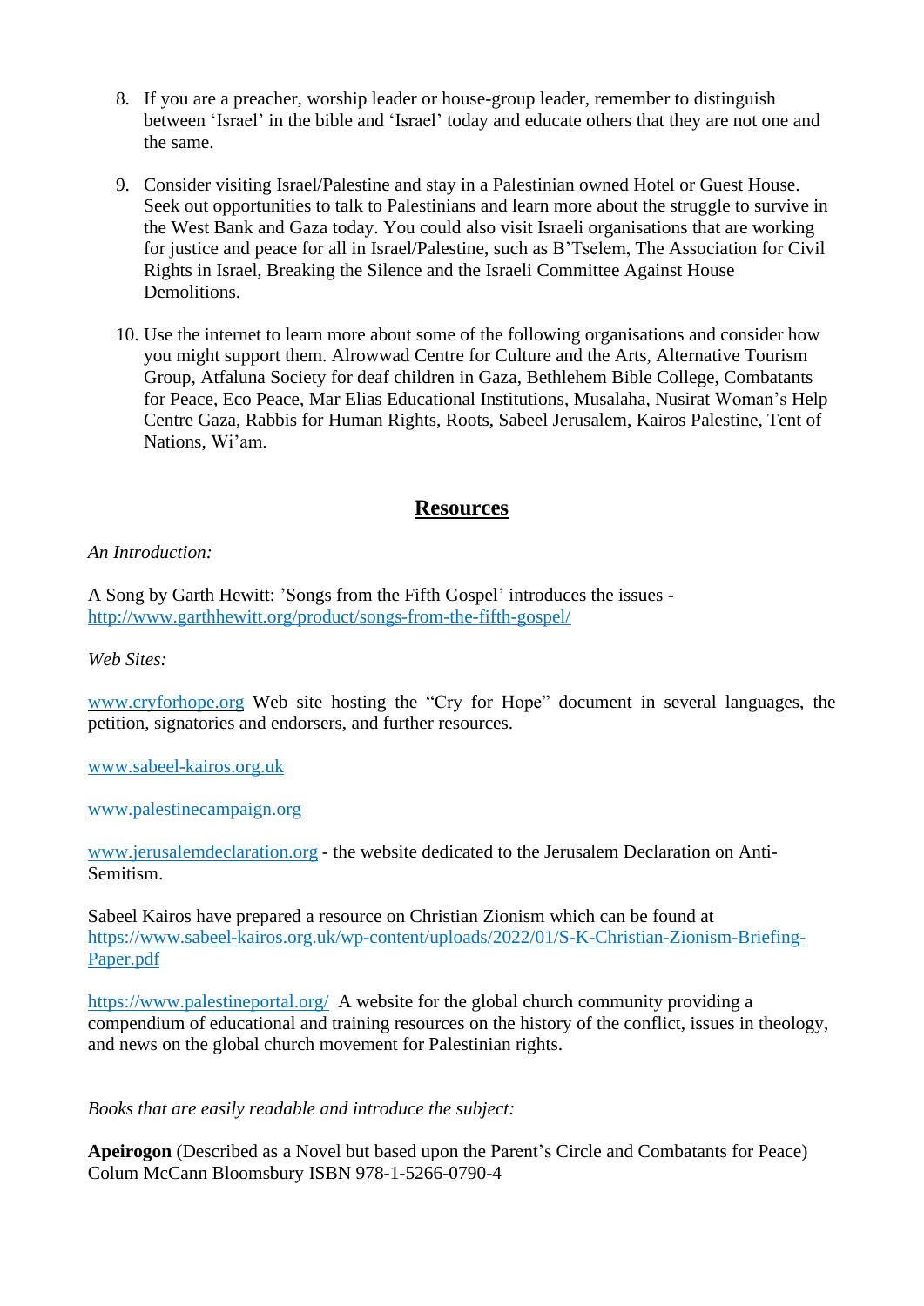8. If you are a preacher, worship leader or house-group leader, remember to distinguish between 'Israel' in the bible and 'Israel' today and educate others that they are not one and the same.

9. Consider visiting Israel/Palestine and stay in a Palestinian owned Hotel or Guest House. Seek out opportunities to talk to Palestinians and learn more about the struggle to survive in the West Bank and Gaza today. You could also visit Israeli organisations that are working for justice and peace for all in Israel/Palestine, such as B'Tselem, The Association for Civil Rights in Israel, Breaking the Silence and the Israeli Committee Against House Demolitions.

10. Use the internet to learn more about some of the following organisations and consider how you might support them. Alrowwad Centre for Culture and the Arts, Alternative Tourism Group, Atfaluna Society for deaf children in Gaza, Bethlehem Bible College, Combatants for Peace, Eco Peace, Mar Elias Educational Institutions, Musalaha, Nusirat Woman's Help Centre Gaza, Rabbis for Human Rights, Roots, Sabeel Jerusalem, Kairos Palestine, Tent of Nations, Wi'am.

## Resources

*An Introduction:*

A Song by Garth Hewitt: 'Songs from the Fifth Gospel' introduces the issues - http://www.garthhewitt.org/product/songs-from-the-fifth-gospel/

*Web Sites:*

www.cryforhope.org Web site hosting the "Cry for Hope" document in several languages, the petition, signatories and endorsers, and further resources.

www.sabeel-kairos.org.uk

www.palestinecampaign.org

www.jerusalemdeclaration.org - the website dedicated to the Jerusalem Declaration on Anti-Semitism.

Sabeel Kairos have prepared a resource on Christian Zionism which can be found at https://www.sabeel-kairos.org.uk/wp-content/uploads/2022/01/S-K-Christian-Zionism-Briefing-Paper.pdf

https://www.palestineportal.org/ A website for the global church community providing a compendium of educational and training resources on the history of the conflict, issues in theology, and news on the global church movement for Palestinian rights.

*Books that are easily readable and introduce the subject:*

**Apeirogon** (Described as a Novel but based upon the Parent's Circle and Combatants for Peace) Colum McCann Bloomsbury ISBN 978-1-5266-0790-4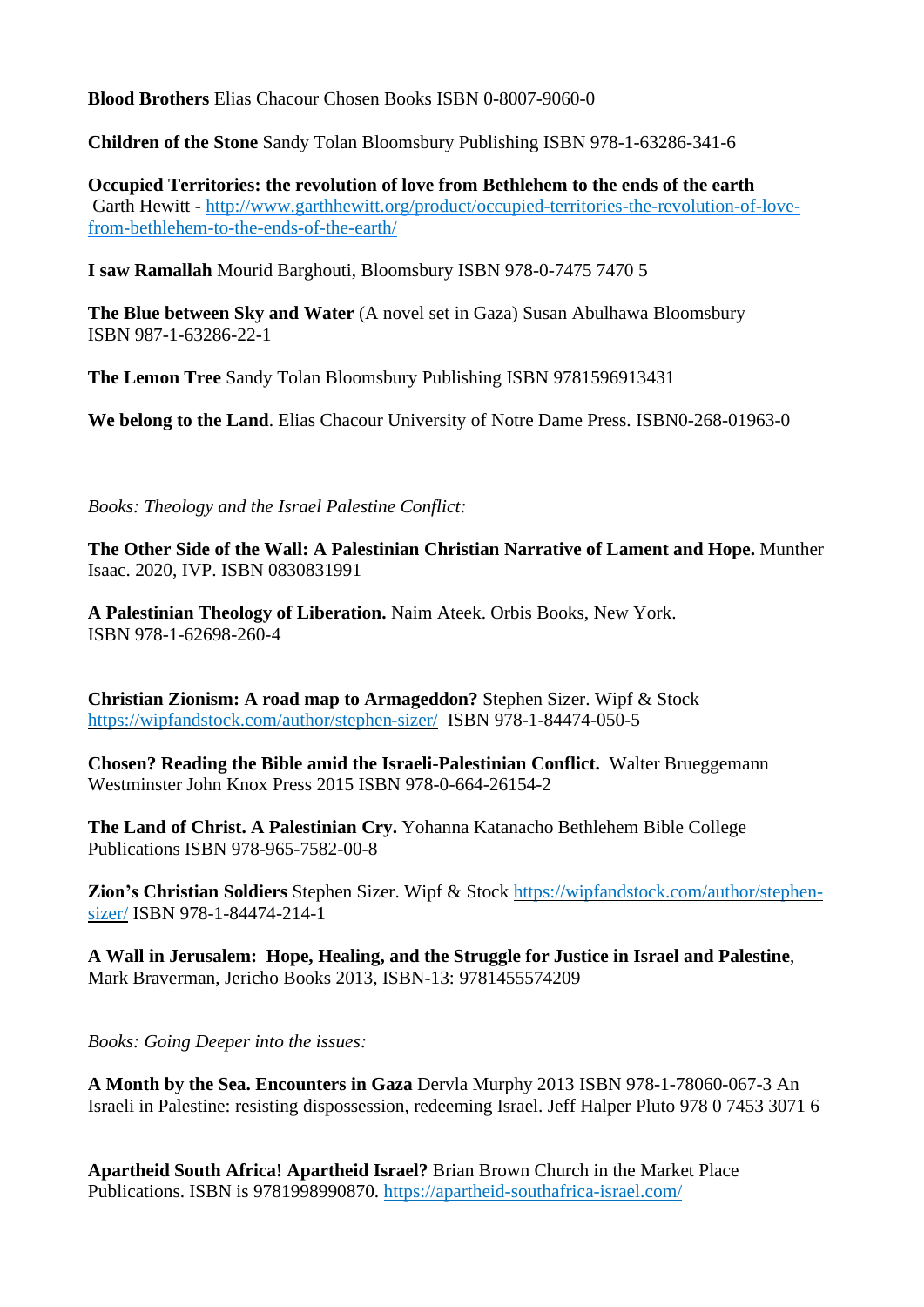**Blood Brothers** Elias Chacour Chosen Books ISBN 0-8007-9060-0

**Children of the Stone** Sandy Tolan Bloomsbury Publishing ISBN 978-1-63286-341-6

**Occupied Territories: the revolution of love from Bethlehem to the ends of the earth**
Garth Hewitt - [http://www.garthhewitt.org/product/occupied-territories-the-revolution-of-love-from-bethlehem-to-the-ends-of-the-earth/](http://www.garthhewitt.org/product/occupied-territories-the-revolution-of-love-from-bethlehem-to-the-ends-of-the-earth/)

**I saw Ramallah** Mourid Barghouti, Bloomsbury ISBN 978-0-7475 7470 5

**The Blue between Sky and Water** (A novel set in Gaza) Susan Abulhawa Bloomsbury ISBN 987-1-63286-22-1

**The Lemon Tree** Sandy Tolan Bloomsbury Publishing ISBN 9781596913431

**We belong to the Land**. Elias Chacour University of Notre Dame Press. ISBN0-268-01963-0

*Books: Theology and the Israel Palestine Conflict:*

**The Other Side of the Wall: A Palestinian Christian Narrative of Lament and Hope.** Munther Isaac. 2020, IVP. ISBN 0830831991

**A Palestinian Theology of Liberation.** Naim Ateek. Orbis Books, New York. ISBN 978-1-62698-260-4

**Christian Zionism: A road map to Armageddon?** Stephen Sizer. Wipf & Stock [https://wipfandstock.com/author/stephen-sizer/](https://wipfandstock.com/author/stephen-sizer/) ISBN 978-1-84474-050-5

**Chosen? Reading the Bible amid the Israeli-Palestinian Conflict.** Walter Brueggemann Westminster John Knox Press 2015 ISBN 978-0-664-26154-2

**The Land of Christ. A Palestinian Cry.** Yohanna Katanacho Bethlehem Bible College Publications ISBN 978-965-7582-00-8

**Zion's Christian Soldiers** Stephen Sizer. Wipf & Stock [https://wipfandstock.com/author/stephen-sizer/](https://wipfandstock.com/author/stephen-sizer/) ISBN 978-1-84474-214-1

**A Wall in Jerusalem: Hope, Healing, and the Struggle for Justice in Israel and Palestine**, Mark Braverman, Jericho Books 2013, ISBN-13: 9781455574209

*Books: Going Deeper into the issues:*

**A Month by the Sea. Encounters in Gaza** Dervla Murphy 2013 ISBN 978-1-78060-067-3 An Israeli in Palestine: resisting dispossession, redeeming Israel. Jeff Halper Pluto 978 0 7453 3071 6

**Apartheid South Africa! Apartheid Israel?** Brian Brown Church in the Market Place Publications. ISBN is 9781998990870. [https://apartheid-southafrica-israel.com/](https://apartheid-southafrica-israel.com/)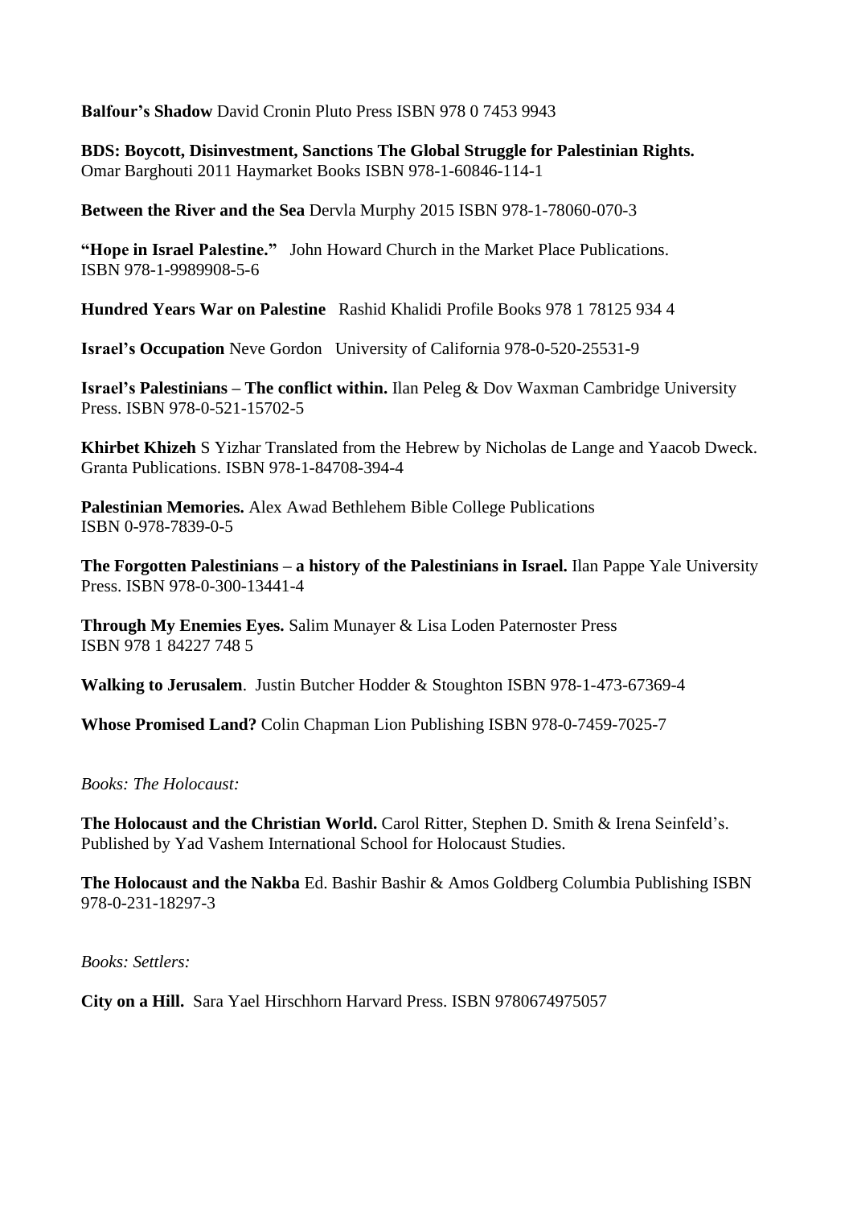**Balfour's Shadow** David Cronin Pluto Press ISBN 978 0 7453 9943

**BDS: Boycott, Disinvestment, Sanctions The Global Struggle for Palestinian Rights.** Omar Barghouti 2011 Haymarket Books ISBN 978-1-60846-114-1

**Between the River and the Sea** Dervla Murphy 2015 ISBN 978-1-78060-070-3

**"Hope in Israel Palestine."** John Howard Church in the Market Place Publications. ISBN 978-1-9989908-5-6

**Hundred Years War on Palestine** Rashid Khalidi Profile Books 978 1 78125 934 4

**Israel's Occupation** Neve Gordon University of California 978-0-520-25531-9

**Israel's Palestinians – The conflict within.** Ilan Peleg & Dov Waxman Cambridge University Press. ISBN 978-0-521-15702-5

**Khirbet Khizeh** S Yizhar Translated from the Hebrew by Nicholas de Lange and Yaacob Dweck. Granta Publications. ISBN 978-1-84708-394-4

**Palestinian Memories.** Alex Awad Bethlehem Bible College Publications ISBN 0-978-7839-0-5

**The Forgotten Palestinians – a history of the Palestinians in Israel.** Ilan Pappe Yale University Press. ISBN 978-0-300-13441-4

**Through My Enemies Eyes.** Salim Munayer & Lisa Loden Paternoster Press ISBN 978 1 84227 748 5

**Walking to Jerusalem**. Justin Butcher Hodder & Stoughton ISBN 978-1-473-67369-4

**Whose Promised Land?** Colin Chapman Lion Publishing ISBN 978-0-7459-7025-7

*Books: The Holocaust:*

**The Holocaust and the Christian World.** Carol Ritter, Stephen D. Smith & Irena Seinfeld's. Published by Yad Vashem International School for Holocaust Studies.

**The Holocaust and the Nakba** Ed. Bashir Bashir & Amos Goldberg Columbia Publishing ISBN 978-0-231-18297-3

*Books: Settlers:*

**City on a Hill.** Sara Yael Hirschhorn Harvard Press. ISBN 9780674975057